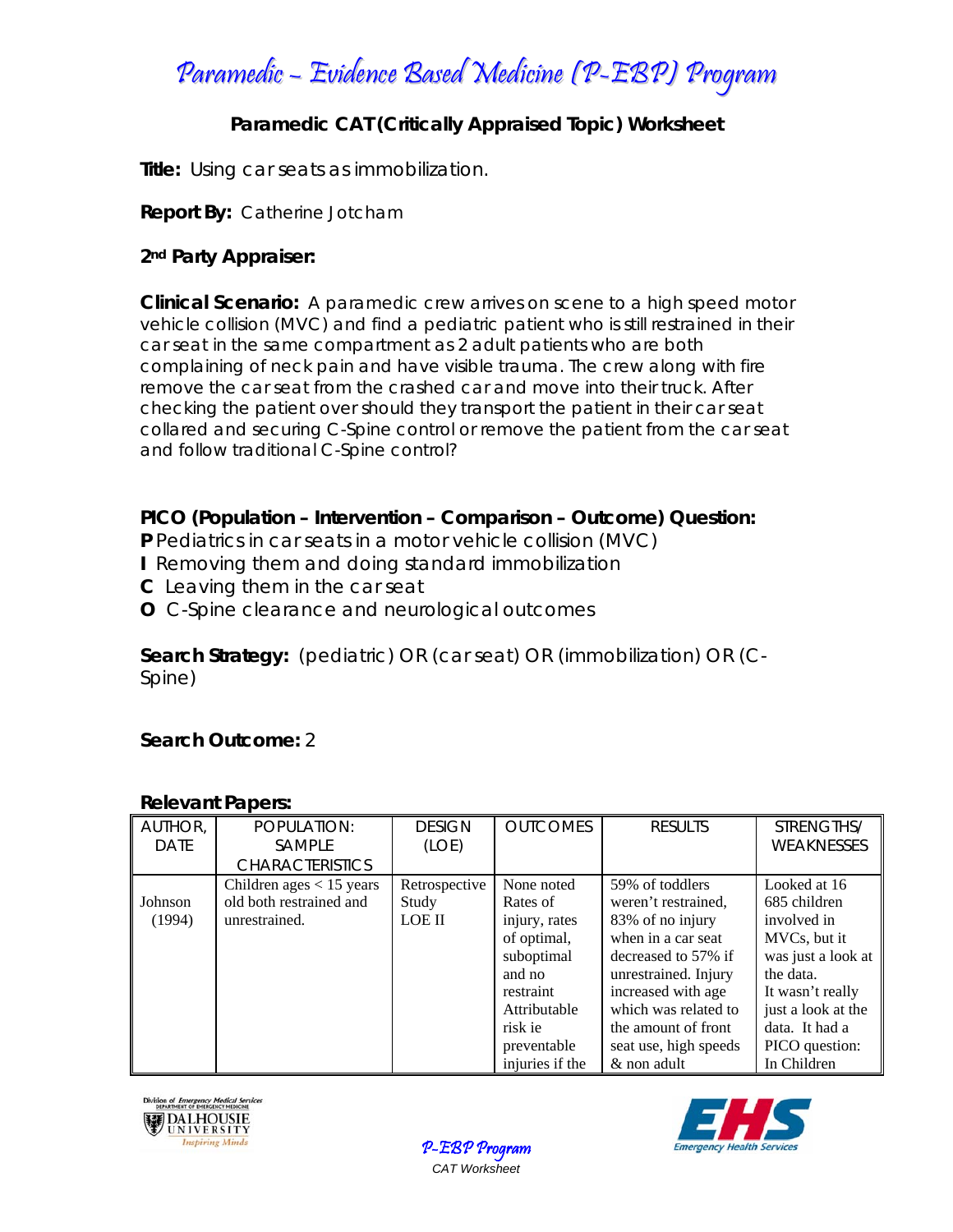# Paramedic – Evidence Based Medicine (P-EBP) Program

## Paramedic CAT (Critically Appraised Topic) Worksheet

**Title:** Using car seats as immobilization.

**Report By:** Catherine Jotcham

**2nd Party Appraiser:**

**Clinical Scenario:** A paramedic crew arrives on scene to a high speed motor vehicle collision (MVC) and find a pediatric patient who is still restrained in their car seat in the same compartment as 2 adult patients who are both complaining of neck pain and have visible trauma. The crew along with fire remove the car seat from the crashed car and move into their truck. After checking the patient over should they transport the patient in their car seat collared and securing C-Spine control or remove the patient from the car seat and follow traditional C-Spine control?

**PICO (Population – Intervention – Comparison – Outcome) Question:**

**P** Pediatrics in car seats in a motor vehicle collision (MVC)
**I** Removing them and doing standard immobilization
**C** Leaving them in the car seat
**O** C-Spine clearance and neurological outcomes

**Search Strategy:** (pediatric) OR (car seat) OR (immobilization) OR (C-Spine)

**Search Outcome:** 2

**Relevant Papers:**

| AUTHOR, DATE | POPULATION: SAMPLE CHARACTERISTICS | DESIGN (LOE) | OUTCOMES | RESULTS | STRENGTHS/ WEAKNESSES |
|---|---|---|---|---|---|
| Johnson (1994) | Children ages < 15 years old both restrained and unrestrained. | Retrospective Study LOE II | None noted Rates of injury, rates of optimal, suboptimal and no restraint Attributable risk ie preventable injuries if the | 59% of toddlers weren't restrained, 83% of no injury when in a car seat decreased to 57% if unrestrained. Injury increased with age which was related to the amount of front seat use, high speeds & non adult | Looked at 16 685 children involved in MVCs, but it was just a look at the data. It wasn't really just a look at the data. It had a PICO question: In Children |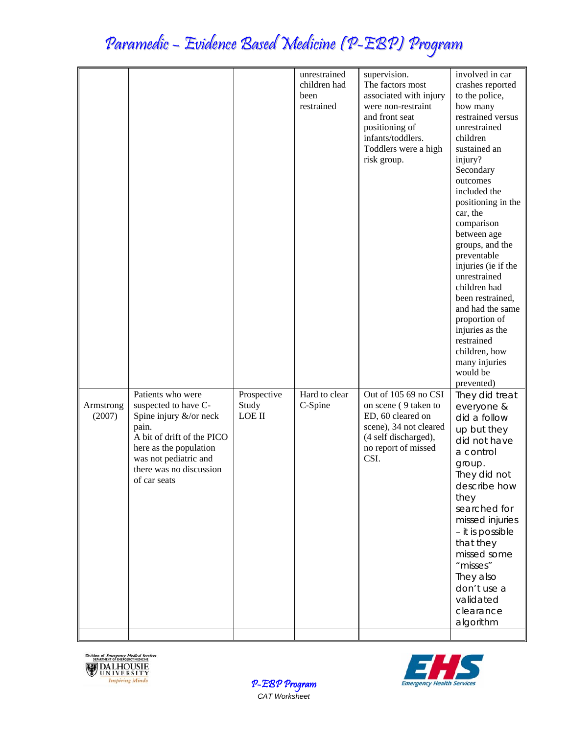| | | | unrestrained children had been restrained | supervision. The factors most associated with injury were non-restraint and front seat positioning of infants/toddlers. Toddlers were a high risk group. | involved in car crashes reported to the police, how many restrained versus unrestrained children sustained an injury? Secondary outcomes included the positioning in the car, the comparison between age groups, and the preventable injuries (ie if the unrestrained children had been restrained, and had the same proportion of injuries as the restrained children, how many injuries would be prevented) |
|---|---|---|---|---|---|
| Armstrong (2007) | Patients who were suspected to have C-Spine injury &/or neck pain. A bit of drift of the PICO here as the population was not pediatric and there was no discussion of car seats | Prospective Study LOE II | Hard to clear C-Spine | Out of 105 69 no CSI on scene ( 9 taken to ED, 60 cleared on scene), 34 not cleared (4 self discharged), no report of missed CSI. | They did treat everyone & did a follow up but they did not have a control group. They did not describe how they searched for missed injuries – it is possible that they missed some "misses" They also don't use a validated clearance algorithm |
| | | | | | |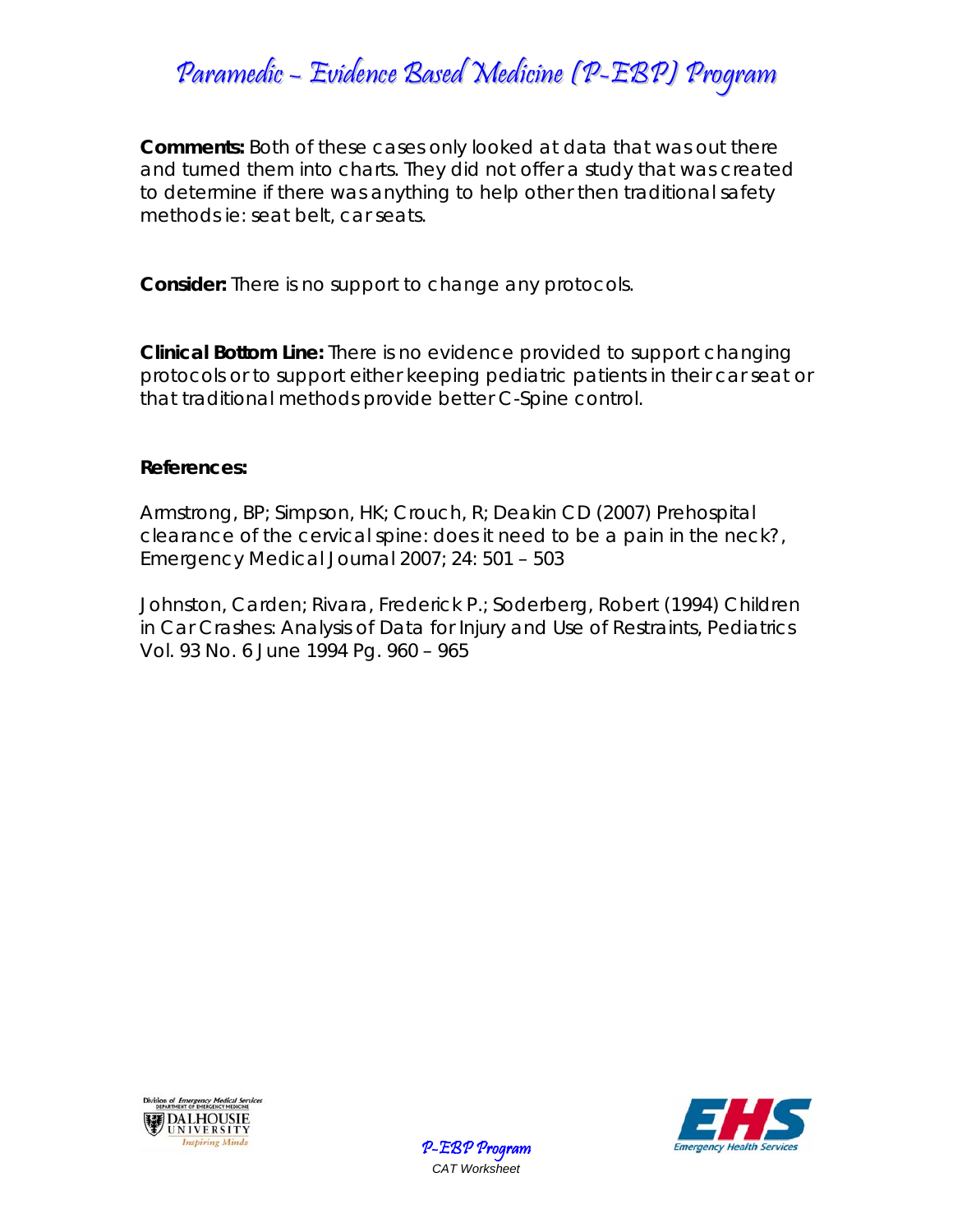**Comments:** Both of these cases only looked at data that was out there and turned them into charts. They did not offer a study that was created to determine if there was anything to help other then traditional safety methods ie: seat belt, car seats.

**Consider:** There is no support to change any protocols.

**Clinical Bottom Line:** There is no evidence provided to support changing protocols or to support either keeping pediatric patients in their car seat or that traditional methods provide better C-Spine control.

**References:**

Armstrong, BP; Simpson, HK; Crouch, R; Deakin CD (2007) Prehospital clearance of the cervical spine: does it need to be a pain in the neck?, Emergency Medical Journal 2007; 24: 501 – 503

Johnston, Carden; Rivara, Frederick P.; Soderberg, Robert (1994) Children in Car Crashes: Analysis of Data for Injury and Use of Restraints, Pediatrics Vol. 93 No. 6 June 1994 Pg. 960 – 965